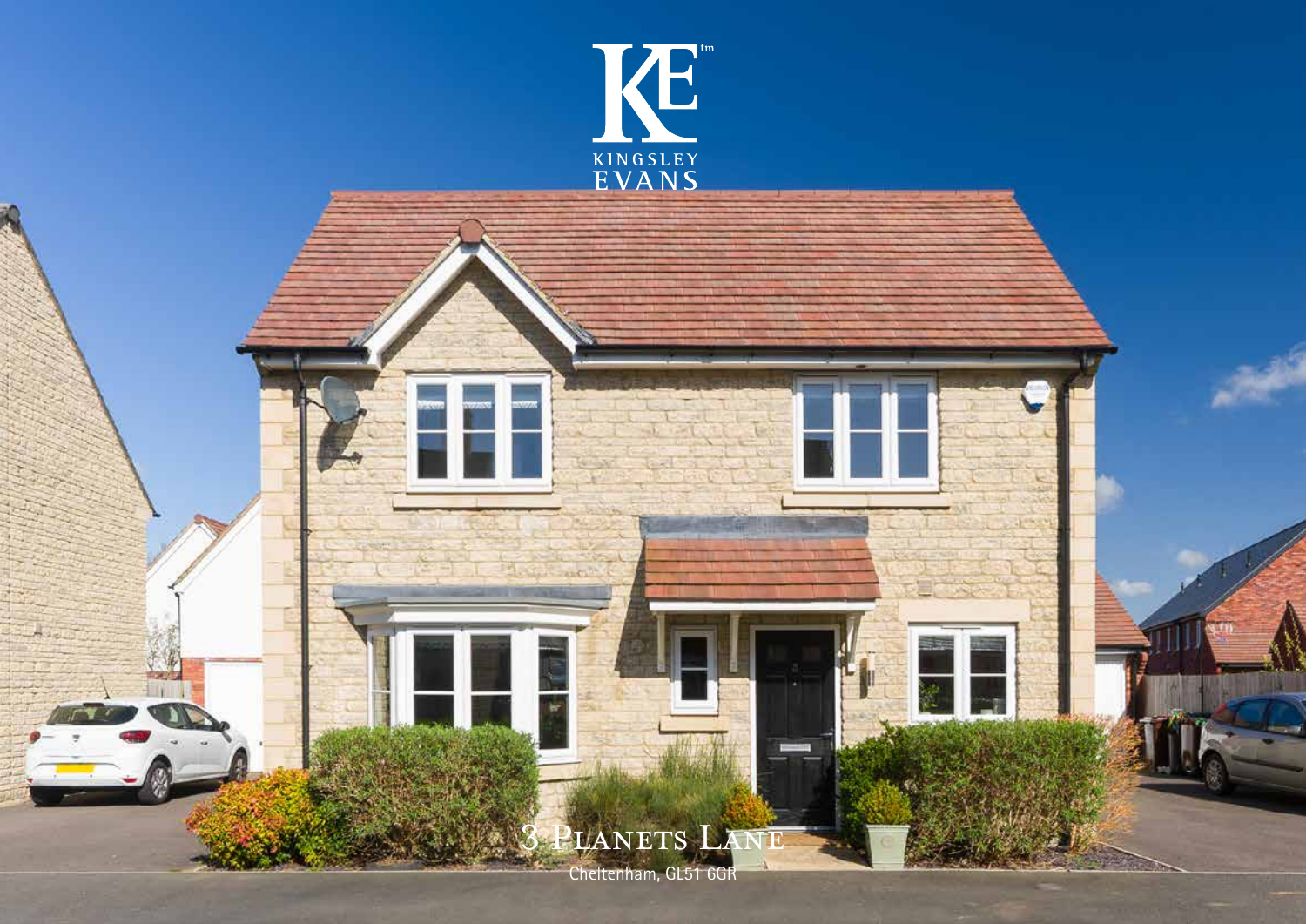KINGSLEY EVANS

# 3 Planets Lane

Cheltenham, GL51 6GR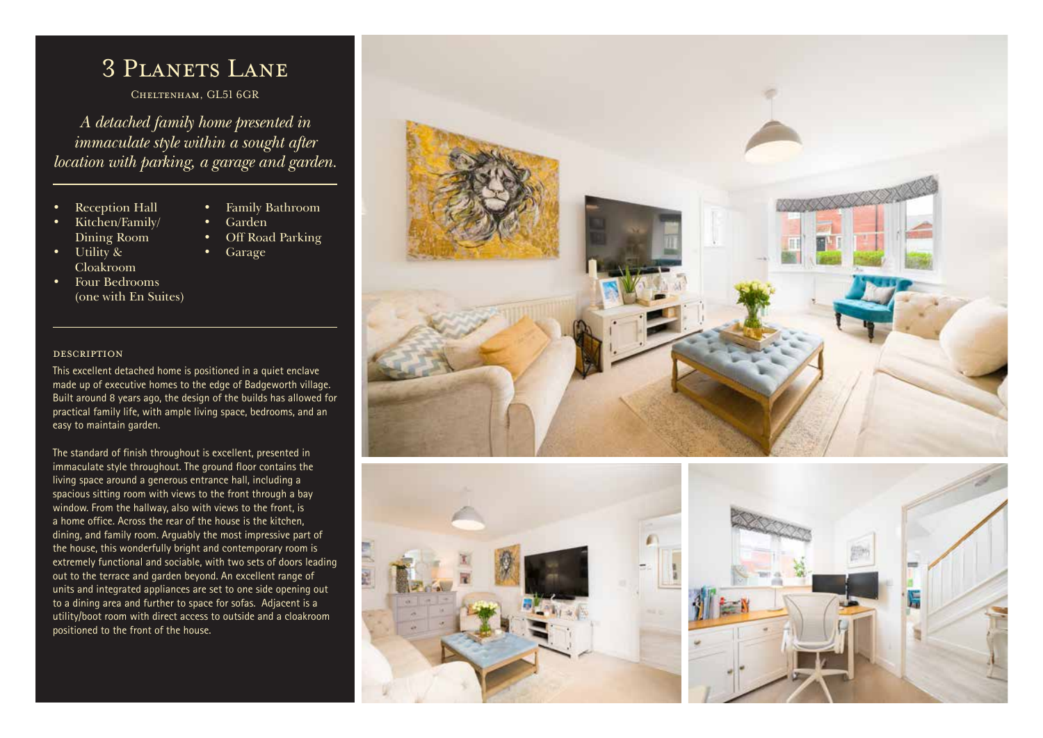# 3 Planets Lane

Cheltenham, GL51 6GR

*A detached family home presented in immaculate style within a sought after location with parking, a garage and garden.*

- Reception Hall
- Kitchen/Family/ Dining Room
- Utility & Cloakroom
- Four Bedrooms (one with En Suites)
- Family Bathroom
- Garden
- Off Road Parking
- Garage

## DESCRIPTION

This excellent detached home is positioned in a quiet enclave made up of executive homes to the edge of Badgeworth village. Built around 8 years ago, the design of the builds has allowed for practical family life, with ample living space, bedrooms, and an easy to maintain garden.

The standard of finish throughout is excellent, presented in immaculate style throughout. The ground floor contains the living space around a generous entrance hall, including a spacious sitting room with views to the front through a bay window. From the hallway, also with views to the front, is a home office. Across the rear of the house is the kitchen, dining, and family room. Arguably the most impressive part of the house, this wonderfully bright and contemporary room is extremely functional and sociable, with two sets of doors leading out to the terrace and garden beyond. An excellent range of units and integrated appliances are set to one side opening out to a dining area and further to space for sofas. Adjacent is a utility/boot room with direct access to outside and a cloakroom positioned to the front of the house.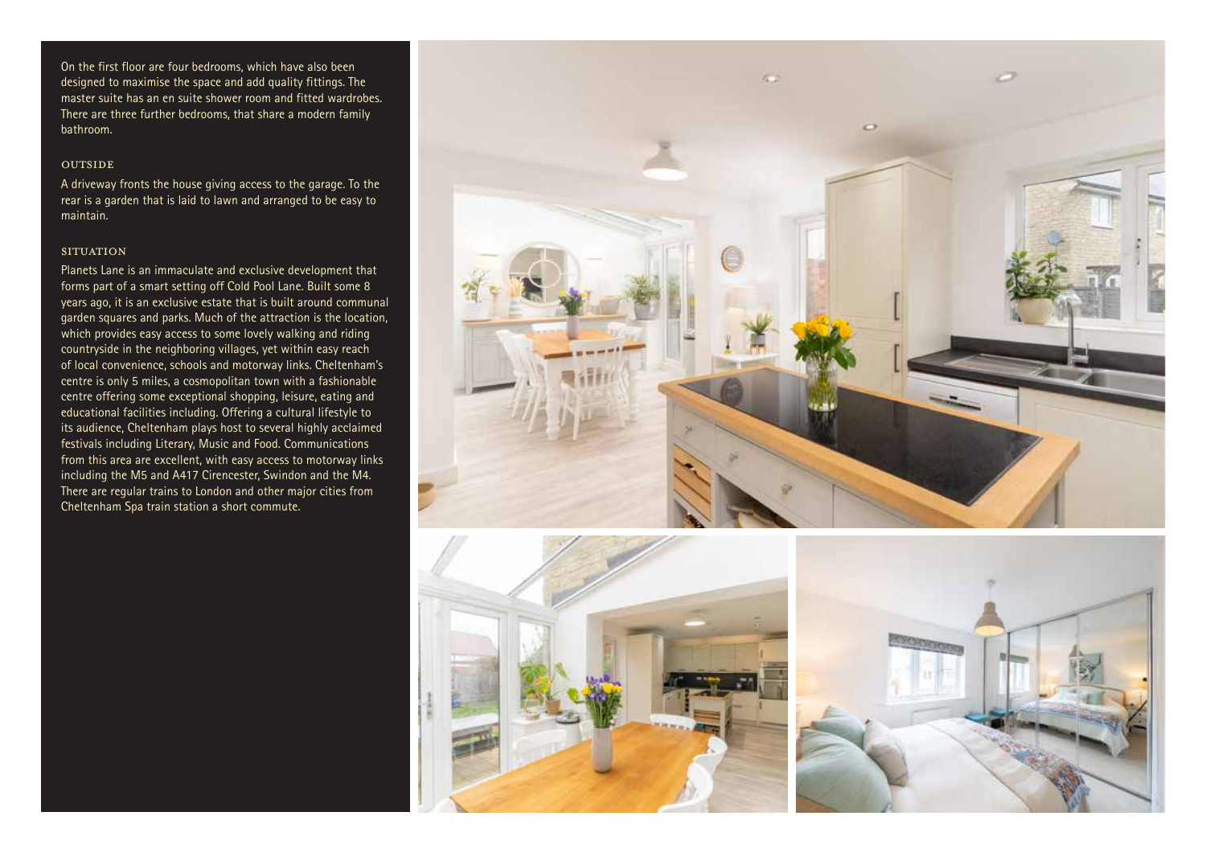On the first floor are four bedrooms, which have also been designed to maximise the space and add quality fittings. The master suite has an en suite shower room and fitted wardrobes. There are three further bedrooms, that share a modern family bathroom.

## OUTSIDE

A driveway fronts the house giving access to the garage. To the rear is a garden that is laid to lawn and arranged to be easy to maintain.

## SITUATION

Planets Lane is an immaculate and exclusive development that forms part of a smart setting off Cold Pool Lane. Built some 8 years ago, it is an exclusive estate that is built around communal garden squares and parks. Much of the attraction is the location, which provides easy access to some lovely walking and riding countryside in the neighboring villages, yet within easy reach of local convenience, schools and motorway links. Cheltenham's centre is only 5 miles, a cosmopolitan town with a fashionable centre offering some exceptional shopping, leisure, eating and educational facilities including. Offering a cultural lifestyle to its audience, Cheltenham plays host to several highly acclaimed festivals including Literary, Music and Food. Communications from this area are excellent, with easy access to motorway links including the M5 and A417 Cirencester, Swindon and the M4. There are regular trains to London and other major cities from Cheltenham Spa train station a short commute.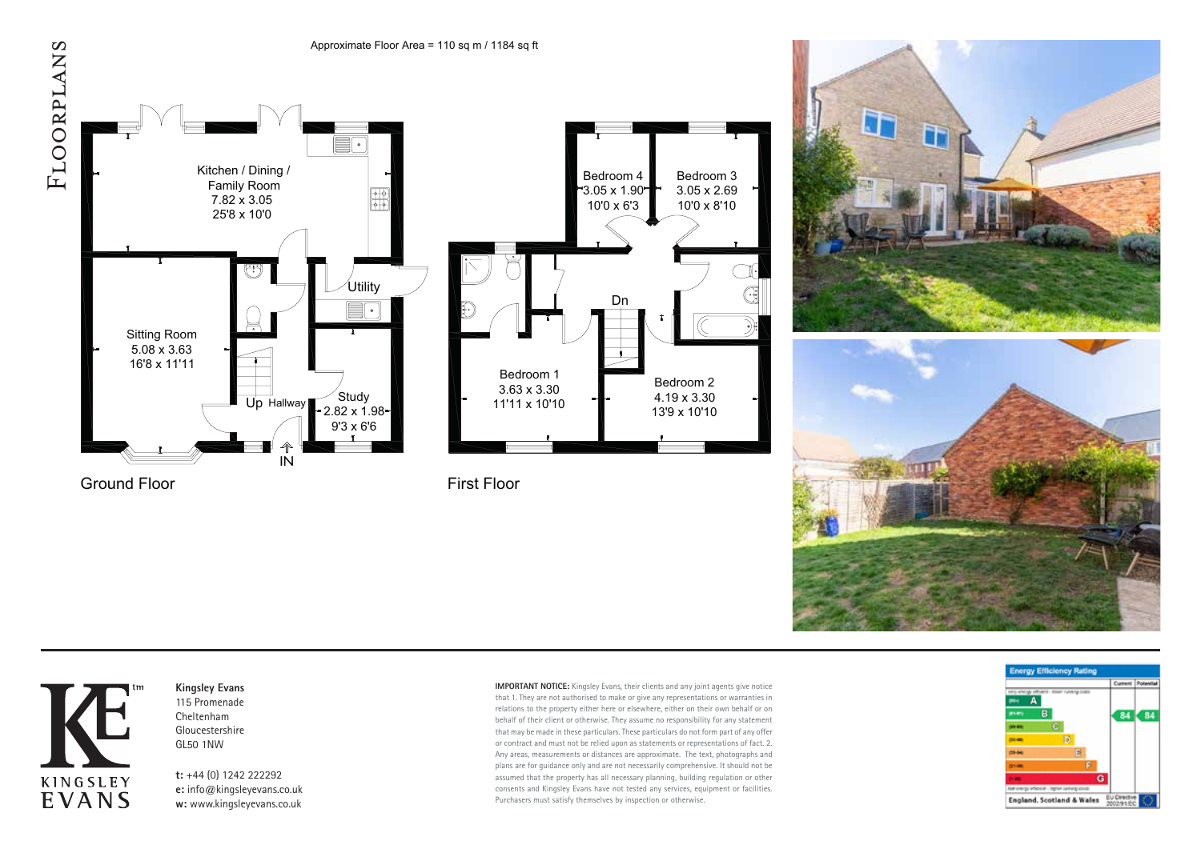# Floorplans

Approximate Floor Area = 110 sq m / 1184 sq ft

## Ground Floor

Kitchen / Dining / Family Room
7.82 x 3.05
25'8 x 10'0

Utility

Sitting Room
5.08 x 3.63
16'8 x 11'11

Up

Hallway

Study
2.82 x 1.98
9'3 x 6'6

IN

## First Floor

Bedroom 4
3.05 x 1.90
10'0 x 6'3

Bedroom 3
3.05 x 2.69
10'0 x 8'10

Dn

Bedroom 1
3.63 x 3.30
11'11 x 10'10

Bedroom 2
4.19 x 3.30
13'9 x 10'10

---

**Kingsley Evans**
115 Promenade
Cheltenham
Gloucestershire
GL50 1NW

**t:** +44 (0) 1242 222292
**e:** info@kingsleyevans.co.uk
**w:** www.kingsleyevans.co.uk

**IMPORTANT NOTICE:** Kingsley Evans, their clients and any joint agents give notice that 1. They are not authorised to make or give any representations or warranties in relations to the property either here or elsewhere, either on their own behalf or on behalf of their client or otherwise. They assume no responsibility for any statement that may be made in these particulars. These particulars do not form part of any offer or contract and must not be relied upon as statements or representations of fact. 2. Any areas, measurements or distances are approximate. The text, photographs and plans are for guidance only and are not necessarily comprehensive. It should not be assumed that the property has all necessary planning, building regulation or other consents and Kingsley Evans have not tested any services, equipment or facilities. Purchasers must satisfy themselves by inspection or otherwise.

Energy Efficiency Rating

Current: 84
Potential: 84

England, Scotland & Wales — EU Directive 2002/91/EC